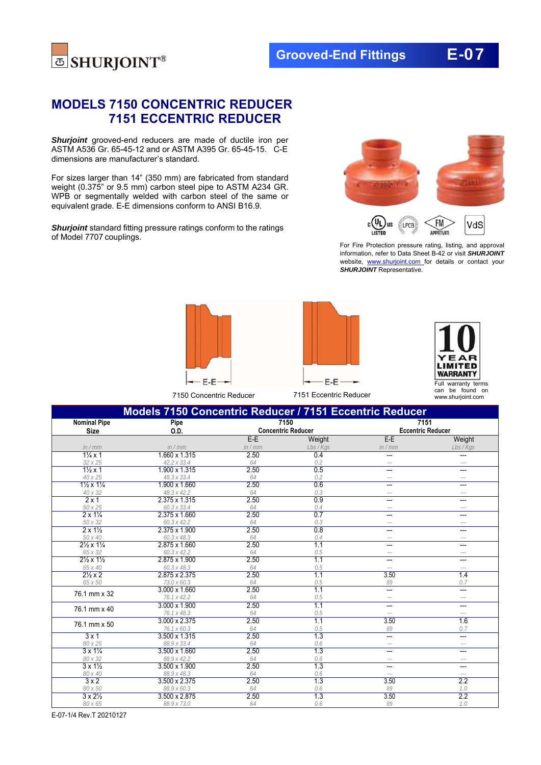# Grooved-End Fittings E-07

# MODELS 7150 CONCENTRIC REDUCER
# 7151 ECCENTRIC REDUCER

***Shurjoint*** grooved-end reducers are made of ductile iron per ASTM A536 Gr. 65-45-12 and or ASTM A395 Gr. 65-45-15. C-E dimensions are manufacturer's standard.

For sizes larger than 14" (350 mm) are fabricated from standard weight (0.375" or 9.5 mm) carbon steel pipe to ASTM A234 GR. WPB or segmentally welded with carbon steel of the same or equivalent grade. E-E dimensions conform to ANSI B16.9.

***Shurjoint*** standard fitting pressure ratings conform to the ratings of Model 7707 couplings.

For Fire Protection pressure rating, listing, and approval information, refer to Data Sheet B-42 or visit ***SHURJOINT*** website, www.shurjoint.com for details or contact your ***SHURJOINT*** Representative.

7150 Concentric Reducer

7151 Eccentric Reducer

10 YEAR LIMITED WARRANTY
Full warranty terms can be found on www.shurjoint.com

## Models 7150 Concentric Reducer / 7151 Eccentric Reducer

| Nominal Pipe Size | Pipe O.D. | 7150 Concentric Reducer | | 7151 Eccentric Reducer | |
|---|---|---|---|---|---|
| | | E-E | Weight | E-E | Weight |
| in / mm | in / mm | in / mm | Lbs / Kgs | in / mm | Lbs / Kgs |
| 1¼ x 1 | 1.660 x 1.315 | 2.50 | 0.4 | --- | --- |
| 32 x 25 | 42.2 x 33.4 | 64 | 0.2 | --- | --- |
| 1½ x 1 | 1.900 x 1.315 | 2.50 | 0.5 | --- | --- |
| 40 x 25 | 48.3 x 33.4 | 64 | 0.2 | --- | --- |
| 1½ x 1¼ | 1.900 x 1.660 | 2.50 | 0.6 | --- | --- |
| 40 x 32 | 48.3 x 42.2 | 64 | 0.3 | --- | --- |
| 2 x 1 | 2.375 x 1.315 | 2.50 | 0.9 | --- | --- |
| 50 x 25 | 60.3 x 33.4 | 64 | 0.4 | --- | --- |
| 2 x 1¼ | 2.375 x 1.660 | 2.50 | 0.7 | --- | --- |
| 50 x 32 | 60.3 x 42.2 | 64 | 0.3 | --- | --- |
| 2 x 1½ | 2.375 x 1.900 | 2.50 | 0.8 | --- | --- |
| 50 x 40 | 60.3 x 48.3 | 64 | 0.4 | --- | --- |
| 2½ x 1¼ | 2.875 x 1.660 | 2.50 | 1.1 | --- | --- |
| 65 x 32 | 60.3 x 42.2 | 64 | 0.5 | --- | --- |
| 2½ x 1½ | 2.875 x 1.900 | 2.50 | 1.1 | --- | --- |
| 65 x 40 | 60.3 x 48.3 | 64 | 0.5 | --- | --- |
| 2½ x 2 | 2.875 x 2.375 | 2.50 | 1.1 | 3.50 | 1.4 |
| 65 x 50 | 73.0 x 60.3 | 64 | 0.5 | 89 | 0.7 |
| 76.1 mm x 32 | 3.000 x 1.660 | 2.50 | 1.1 | --- | --- |
| | 76.1 x 42.2 | 64 | 0.5 | --- | --- |
| 76.1 mm x 40 | 3.000 x 1.900 | 2.50 | 1.1 | --- | --- |
| | 76.1 x 48.3 | 64 | 0.5 | --- | --- |
| 76.1 mm x 50 | 3.000 x 2.375 | 2.50 | 1.1 | 3.50 | 1.6 |
| | 76.1 x 60.3 | 64 | 0.5 | 89 | 0.7 |
| 3 x 1 | 3.500 x 1.315 | 2.50 | 1.3 | --- | --- |
| 80 x 25 | 88.9 x 33.4 | 64 | 0.6 | --- | --- |
| 3 x 1¼ | 3.500 x 1.660 | 2.50 | 1.3 | --- | --- |
| 80 x 32 | 88.9 x 42.2 | 64 | 0.6 | --- | --- |
| 3 x 1½ | 3.500 x 1.900 | 2.50 | 1.3 | --- | --- |
| 80 x 40 | 88.9 x 48.3 | 64 | 0.6 | --- | --- |
| 3 x 2 | 3.500 x 2.375 | 2.50 | 1.3 | 3.50 | 2.2 |
| 80 x 50 | 88.9 x 60.3 | 64 | 0.6 | 89 | 1.0 |
| 3 x 2½ | 3.500 x 2.875 | 2.50 | 1.3 | 3.50 | 2.2 |
| 80 x 65 | 88.9 x 73.0 | 64 | 0.6 | 89 | 1.0 |

E-07-1/4 Rev.T 20210127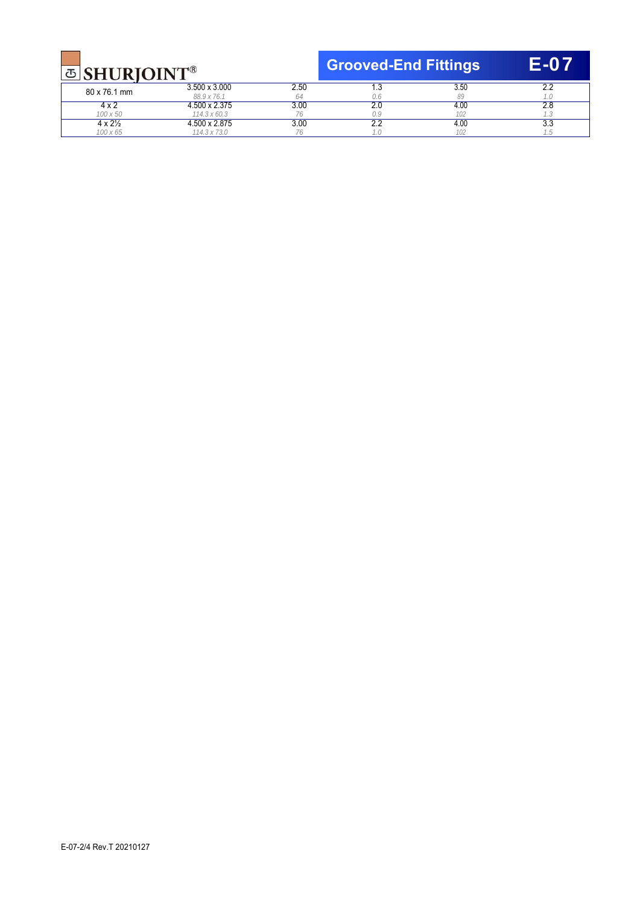| | | | | | |
|---|---|---|---|---|---|
| 80 x 76.1 mm | 3.500 x 3.000<br>*88.9 x 76.1* | 2.50<br>*64* | 1.3<br>*0.6* | 3.50<br>*89* | 2.2<br>*1.0* |
| 4 x 2<br>*100 x 50* | 4.500 x 2.375<br>*114.3 x 60.3* | 3.00<br>*76* | 2.0<br>*0.9* | 4.00<br>*102* | 2.8<br>*1.3* |
| 4 x 2½<br>*100 x 65* | 4.500 x 2.875<br>*114.3 x 73.0* | 3.00<br>*76* | 2.2<br>*1.0* | 4.00<br>*102* | 3.3<br>*1.5* |

E-07-2/4 Rev.T 20210127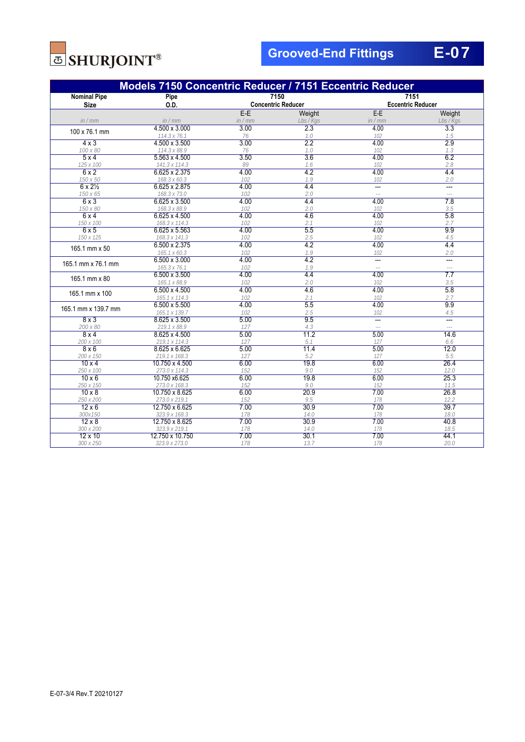# SHURJOINT®

## Grooved-End Fittings E-07

### Models 7150 Concentric Reducer / 7151 Eccentric Reducer

| Nominal Pipe Size | Pipe O.D. | 7150 Concentric Reducer | | 7151 Eccentric Reducer | |
|---|---|---|---|---|---|
| | | E-E | Weight | E-E | Weight |
| in / mm | in / mm | in / mm | Lbs / Kgs | in / mm | Lbs / Kgs |
| 100 x 76.1 mm | 4.500 x 3.000<br>114.3 x 76.1 | 3.00<br>76 | 2.3<br>1.0 | 4.00<br>102 | 3.3<br>1.5 |
| 4 x 3<br>100 x 80 | 4.500 x 3.500<br>114.3 x 88.9 | 3.00<br>76 | 2.2<br>1.0 | 4.00<br>102 | 2.9<br>1.3 |
| 5 x 4<br>125 x 100 | 5.563 x 4.500<br>141.3 x 114.3 | 3.50<br>89 | 3.6<br>1.6 | 4.00<br>102 | 6.2<br>2.8 |
| 6 x 2<br>150 x 50 | 6.625 x 2.375<br>168.3 x 60.3 | 4.00<br>102 | 4.2<br>1.9 | 4.00<br>102 | 4.4<br>2.0 |
| 6 x 2½<br>150 x 65 | 6.625 x 2.875<br>168.3 x 73.0 | 4.00<br>102 | 4.4<br>2.0 | ---<br>--- | ---<br>--- |
| 6 x 3<br>150 x 80 | 6.625 x 3.500<br>168.3 x 88.9 | 4.00<br>102 | 4.4<br>2.0 | 4.00<br>102 | 7.8<br>3.5 |
| 6 x 4<br>150 x 100 | 6.625 x 4.500<br>168.3 x 114.3 | 4.00<br>102 | 4.6<br>2.1 | 4.00<br>102 | 5.8<br>2.7 |
| 6 x 5<br>150 x 125 | 6.625 x 5.563<br>168.3 x 141.3 | 4.00<br>102 | 5.5<br>2.5 | 4.00<br>102 | 9.9<br>4.5 |
| 165.1 mm x 50 | 6.500 x 2.375<br>165.1 x 60.3 | 4.00<br>102 | 4.2<br>1.9 | 4.00<br>102 | 4.4<br>2.0 |
| 165.1 mm x 76.1 mm | 6.500 x 3.000<br>165.3 x 76.1 | 4.00<br>102 | 4.2<br>1.9 | ---<br>--- | ---<br>--- |
| 165.1 mm x 80 | 6.500 x 3.500<br>165.1 x 88.9 | 4.00<br>102 | 4.4<br>2.0 | 4.00<br>102 | 7.7<br>3.5 |
| 165.1 mm x 100 | 6.500 x 4.500<br>165.1 x 114.3 | 4.00<br>102 | 4.6<br>2.1 | 4.00<br>102 | 5.8<br>2.7 |
| 165.1 mm x 139.7 mm | 6.500 x 5.500<br>165.1 x 139.7 | 4.00<br>102 | 5.5<br>2.5 | 4.00<br>102 | 9.9<br>4.5 |
| 8 x 3<br>200 x 80 | 8.625 x 3.500<br>219.1 x 88.9 | 5.00<br>127 | 9.5<br>4.3 | ---<br>--- | ---<br>--- |
| 8 x 4<br>200 x 100 | 8.625 x 4.500<br>219.1 x 114.3 | 5.00<br>127 | 11.2<br>5.1 | 5.00<br>127 | 14.6<br>6.6 |
| 8 x 6<br>200 x 150 | 8.625 x 6.625<br>219.1 x 168.3 | 5.00<br>127 | 11.4<br>5.2 | 5.00<br>127 | 12.0<br>5.5 |
| 10 x 4<br>250 x 100 | 10.750 x 4.500<br>273.0 x 114.3 | 6.00<br>152 | 19.8<br>9.0 | 6.00<br>152 | 26.4<br>12.0 |
| 10 x 6<br>250 x 150 | 10.750 x6.625<br>273.0 x 168.3 | 6.00<br>152 | 19.8<br>9.0 | 6.00<br>152 | 25.3<br>11.5 |
| 10 x 8<br>250 x 200 | 10.750 x 8.625<br>273.0 x 219.1 | 6.00<br>152 | 20.9<br>9.5 | 7.00<br>178 | 26.8<br>12.2 |
| 12 x 6<br>300x150 | 12.750 x 6.625<br>323.9 x 168.3 | 7.00<br>178 | 30.9<br>14.0 | 7.00<br>178 | 39.7<br>18.0 |
| 12 x 8<br>300 x 200 | 12.750 x 8.625<br>323.9 x 219.1 | 7.00<br>178 | 30.9<br>14.0 | 7.00<br>178 | 40.8<br>18.5 |
| 12 x 10<br>300 x 250 | 12.750 x 10.750<br>323.9 x 273.0 | 7.00<br>178 | 30.1<br>13.7 | 7.00<br>178 | 44.1<br>20.0 |

E-07-3/4 Rev.T 20210127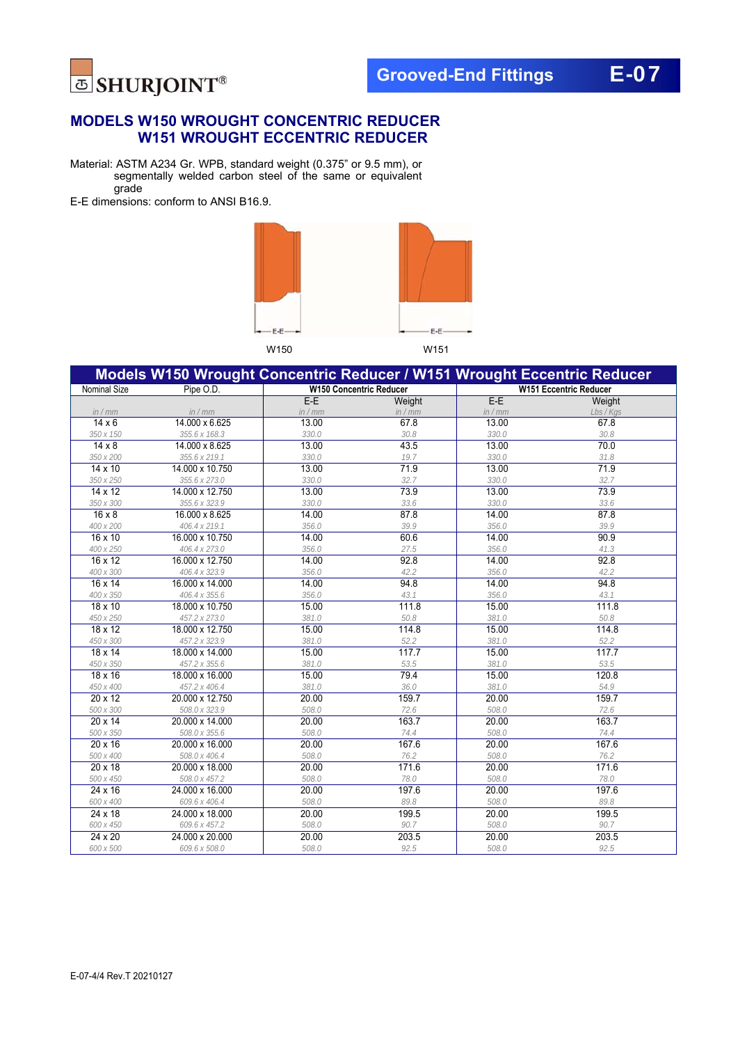# MODELS W150 WROUGHT CONCENTRIC REDUCER
# W151 WROUGHT ECCENTRIC REDUCER

Material: ASTM A234 Gr. WPB, standard weight (0.375" or 9.5 mm), or segmentally welded carbon steel of the same or equivalent grade

E-E dimensions: conform to ANSI B16.9.

W150 W151

**Models W150 Wrought Concentric Reducer / W151 Wrought Eccentric Reducer**

| Nominal Size | Pipe O.D. | W150 Concentric Reducer | | W151 Eccentric Reducer | |
|---|---|---|---|---|---|
| | | E-E | Weight | E-E | Weight |
| in / mm | in / mm | in / mm | in / mm | in / mm | Lbs / Kgs |
| 14 x 6<br>350 x 150 | 14.000 x 6.625<br>355.6 x 168.3 | 13.00<br>330.0 | 67.8<br>30.8 | 13.00<br>330.0 | 67.8<br>30.8 |
| 14 x 8<br>350 x 200 | 14.000 x 8.625<br>355.6 x 219.1 | 13.00<br>330.0 | 43.5<br>19.7 | 13.00<br>330.0 | 70.0<br>31.8 |
| 14 x 10<br>350 x 250 | 14.000 x 10.750<br>355.6 x 273.0 | 13.00<br>330.0 | 71.9<br>32.7 | 13.00<br>330.0 | 71.9<br>32.7 |
| 14 x 12<br>350 x 300 | 14.000 x 12.750<br>355.6 x 323.9 | 13.00<br>330.0 | 73.9<br>33.6 | 13.00<br>330.0 | 73.9<br>33.6 |
| 16 x 8<br>400 x 200 | 16.000 x 8.625<br>406.4 x 219.1 | 14.00<br>356.0 | 87.8<br>39.9 | 14.00<br>356.0 | 87.8<br>39.9 |
| 16 x 10<br>400 x 250 | 16.000 x 10.750<br>406.4 x 273.0 | 14.00<br>356.0 | 60.6<br>27.5 | 14.00<br>356.0 | 90.9<br>41.3 |
| 16 x 12<br>400 x 300 | 16.000 x 12.750<br>406.4 x 323.9 | 14.00<br>356.0 | 92.8<br>42.2 | 14.00<br>356.0 | 92.8<br>42.2 |
| 16 x 14<br>400 x 350 | 16.000 x 14.000<br>406.4 x 355.6 | 14.00<br>356.0 | 94.8<br>43.1 | 14.00<br>356.0 | 94.8<br>43.1 |
| 18 x 10<br>450 x 250 | 18.000 x 10.750<br>457.2 x 273.0 | 15.00<br>381.0 | 111.8<br>50.8 | 15.00<br>381.0 | 111.8<br>50.8 |
| 18 x 12<br>450 x 300 | 18.000 x 12.750<br>457.2 x 323.9 | 15.00<br>381.0 | 114.8<br>52.2 | 15.00<br>381.0 | 114.8<br>52.2 |
| 18 x 14<br>450 x 350 | 18.000 x 14.000<br>457.2 x 355.6 | 15.00<br>381.0 | 117.7<br>53.5 | 15.00<br>381.0 | 117.7<br>53.5 |
| 18 x 16<br>450 x 400 | 18.000 x 16.000<br>457.2 x 406.4 | 15.00<br>381.0 | 79.4<br>36.0 | 15.00<br>381.0 | 120.8<br>54.9 |
| 20 x 12<br>500 x 300 | 20.000 x 12.750<br>508.0 x 323.9 | 20.00<br>508.0 | 159.7<br>72.6 | 20.00<br>508.0 | 159.7<br>72.6 |
| 20 x 14<br>500 x 350 | 20.000 x 14.000<br>508.0 x 355.6 | 20.00<br>508.0 | 163.7<br>74.4 | 20.00<br>508.0 | 163.7<br>74.4 |
| 20 x 16<br>500 x 400 | 20.000 x 16.000<br>508.0 x 406.4 | 20.00<br>508.0 | 167.6<br>76.2 | 20.00<br>508.0 | 167.6<br>76.2 |
| 20 x 18<br>500 x 450 | 20.000 x 18.000<br>508.0 x 457.2 | 20.00<br>508.0 | 171.6<br>78.0 | 20.00<br>508.0 | 171.6<br>78.0 |
| 24 x 16<br>600 x 400 | 24.000 x 16.000<br>609.6 x 406.4 | 20.00<br>508.0 | 197.6<br>89.8 | 20.00<br>508.0 | 197.6<br>89.8 |
| 24 x 18<br>600 x 450 | 24.000 x 18.000<br>609.6 x 457.2 | 20.00<br>508.0 | 199.5<br>90.7 | 20.00<br>508.0 | 199.5<br>90.7 |
| 24 x 20<br>600 x 500 | 24.000 x 20.000<br>609.6 x 508.0 | 20.00<br>508.0 | 203.5<br>92.5 | 20.00<br>508.0 | 203.5<br>92.5 |

E-07-4/4 Rev.T 20210127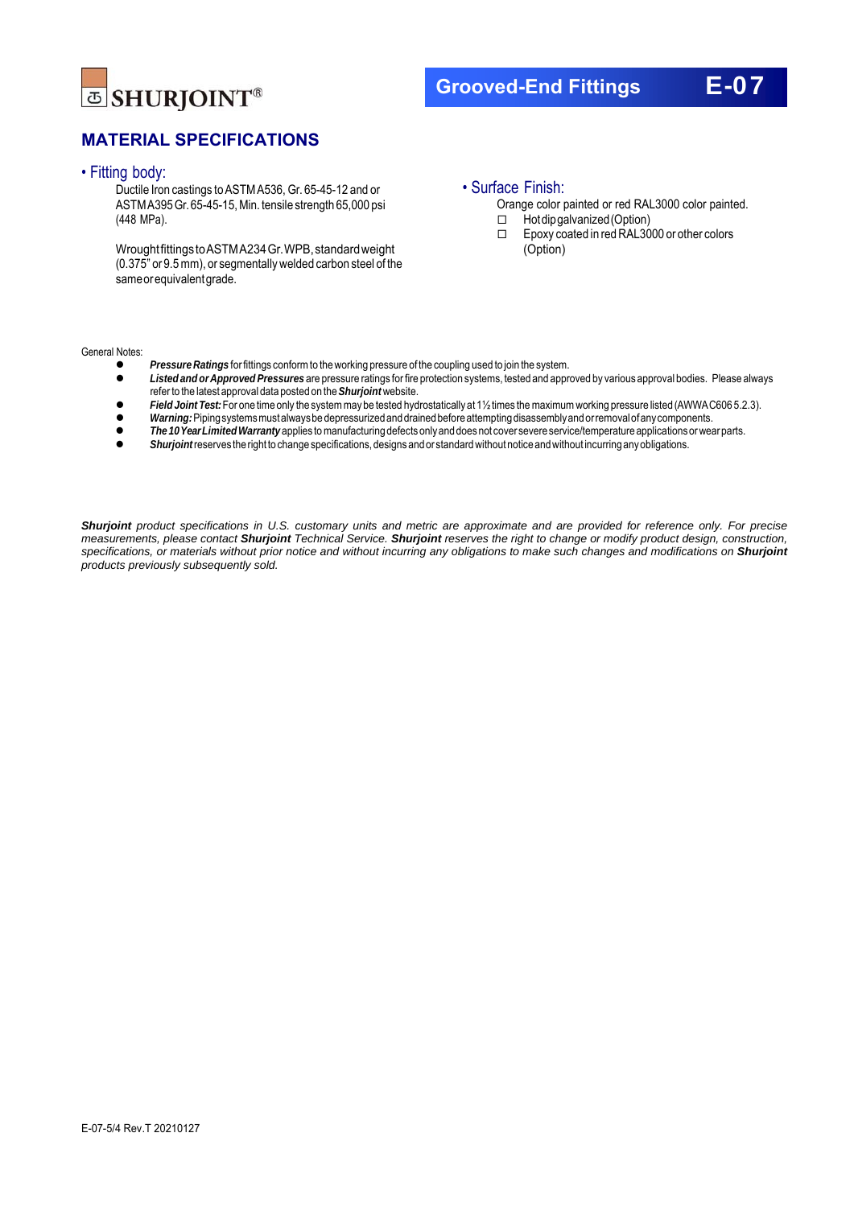## MATERIAL SPECIFICATIONS

• Fitting body:

Ductile Iron castings to ASTM A536, Gr. 65-45-12 and or ASTM A395 Gr. 65-45-15, Min. tensile strength 65,000 psi (448 MPa).

Wrought fittings to ASTM A234 Gr. WPB, standard weight (0.375" or 9.5 mm), or segmentally welded carbon steel of the same or equivalent grade.

• Surface Finish:

Orange color painted or red RAL3000 color painted.

- ☐ Hot dip galvanized (Option)
- ☐ Epoxy coated in red RAL3000 or other colors (Option)

General Notes:

- ***Pressure Ratings*** for fittings conform to the working pressure of the coupling used to join the system.
- ***Listed and or Approved Pressures*** are pressure ratings for fire protection systems, tested and approved by various approval bodies. Please always refer to the latest approval data posted on the ***Shurjoint*** website.
- ***Field Joint Test:*** For one time only the system may be tested hydrostatically at 1½ times the maximum working pressure listed (AWWA C606 5.2.3).
- ***Warning:*** Piping systems must always be depressurized and drained before attempting disassembly and or removal of any components.
- ***The 10 Year Limited Warranty*** applies to manufacturing defects only and does not cover severe service/temperature applications or wear parts.
- ***Shurjoint*** reserves the right to change specifications, designs and or standard without notice and without incurring any obligations.

***Shurjoint*** *product specifications in U.S. customary units and metric are approximate and are provided for reference only. For precise measurements, please contact* ***Shurjoint*** *Technical Service.* ***Shurjoint*** *reserves the right to change or modify product design, construction, specifications, or materials without prior notice and without incurring any obligations to make such changes and modifications on* ***Shurjoint*** *products previously subsequently sold.*

E-07-5/4 Rev.T 20210127